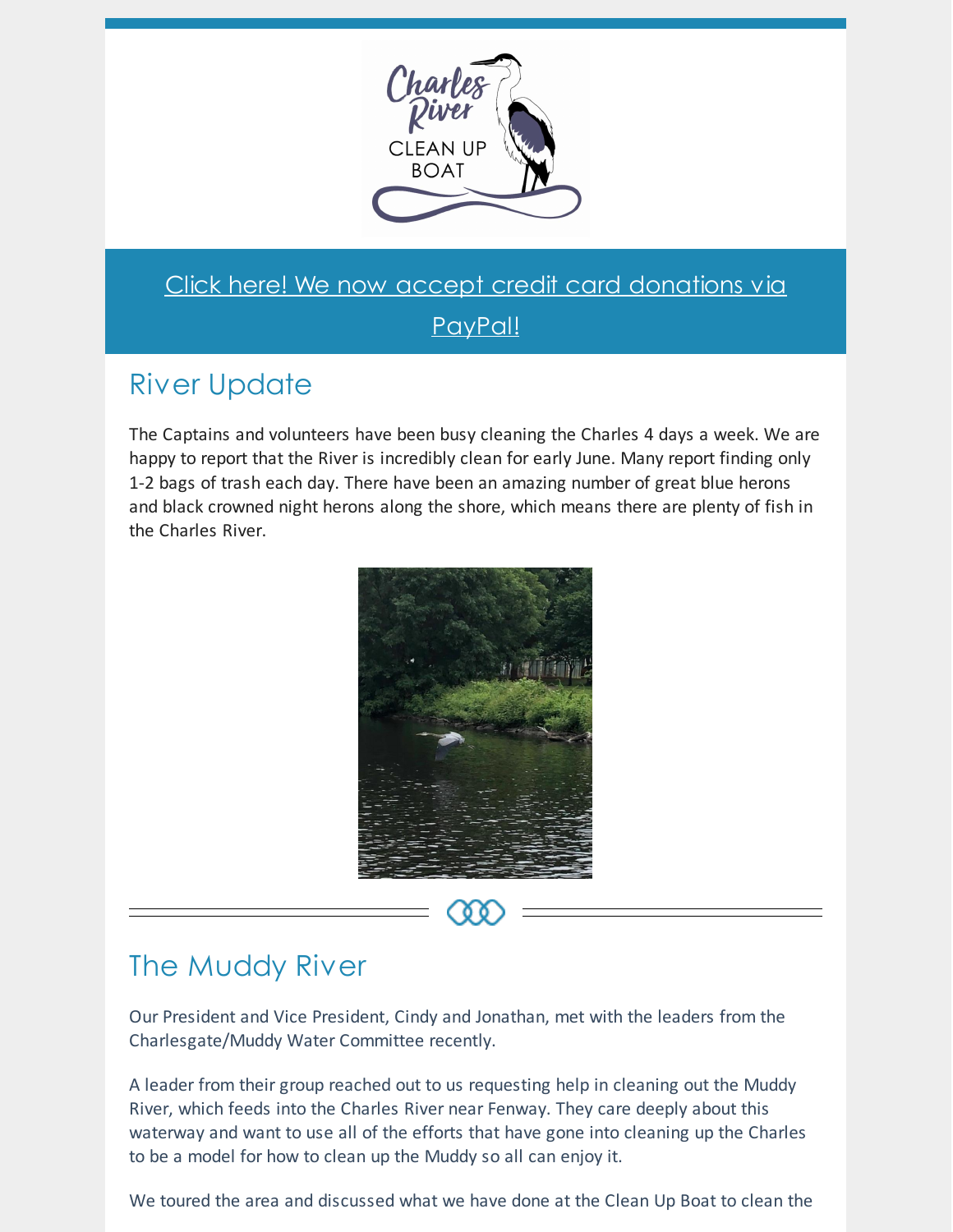[Click here! We now accept credit card donations via PayPal!]

## River Update

The Captains and volunteers have been busy cleaning the Charles 4 days a week. We are happy to report that the River is incredibly clean for early June. Many report finding only 1-2 bags of trash each day. There have been an amazing number of great blue herons and black crowned night herons along the shore, which means there are plenty of fish in the Charles River.

## The Muddy River

Our President and Vice President, Cindy and Jonathan, met with the leaders from the Charlesgate/Muddy Water Committee recently.

A leader from their group reached out to us requesting help in cleaning out the Muddy River, which feeds into the Charles River near Fenway. They care deeply about this waterway and want to use all of the efforts that have gone into cleaning up the Charles to be a model for how to clean up the Muddy so all can enjoy it.

We toured the area and discussed what we have done at the Clean Up Boat to clean the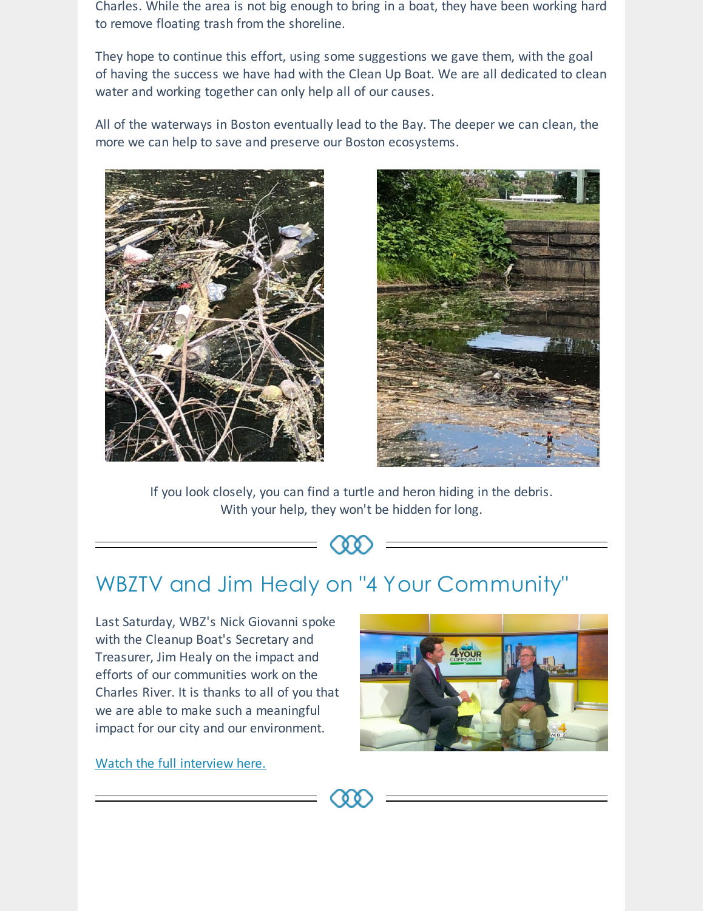Charles. While the area is not big enough to bring in a boat, they have been working hard to remove floating trash from the shoreline.

They hope to continue this effort, using some suggestions we gave them, with the goal of having the success we have had with the Clean Up Boat. We are all dedicated to clean water and working together can only help all of our causes.

All of the waterways in Boston eventually lead to the Bay. The deeper we can clean, the more we can help to save and preserve our Boston ecosystems.

If you look closely, you can find a turtle and heron hiding in the debris.
With your help, they won't be hidden for long.

## WBZTV and Jim Healy on "4 Your Community"

Last Saturday, WBZ's Nick Giovanni spoke with the Cleanup Boat's Secretary and Treasurer, Jim Healy on the impact and efforts of our communities work on the Charles River. It is thanks to all of you that we are able to make such a meaningful impact for our city and our environment.

Watch the full interview here.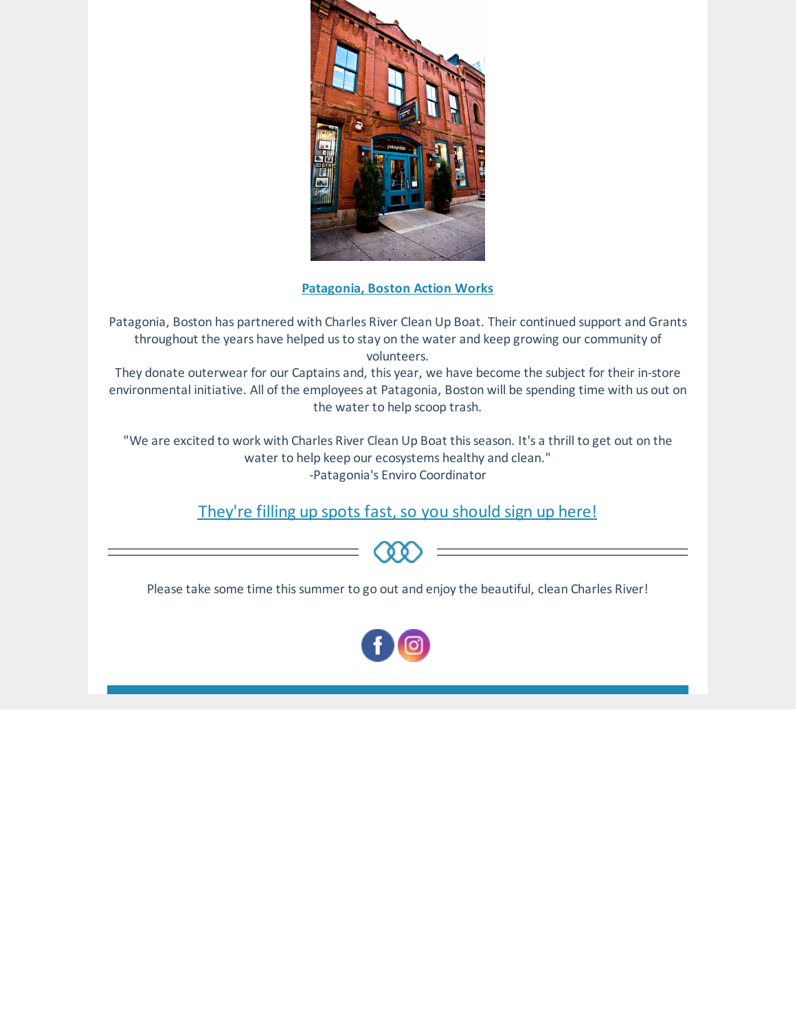**Patagonia, Boston Action Works**

Patagonia, Boston has partnered with Charles River Clean Up Boat. Their continued support and Grants throughout the years have helped us to stay on the water and keep growing our community of volunteers.
They donate outerwear for our Captains and, this year, we have become the subject for their in-store environmental initiative. All of the employees at Patagonia, Boston will be spending time with us out on the water to help scoop trash.

"We are excited to work with Charles River Clean Up Boat this season. It's a thrill to get out on the water to help keep our ecosystems healthy and clean."
-Patagonia's Enviro Coordinator

They're filling up spots fast, so you should sign up here!

---

Please take some time this summer to go out and enjoy the beautiful, clean Charles River!